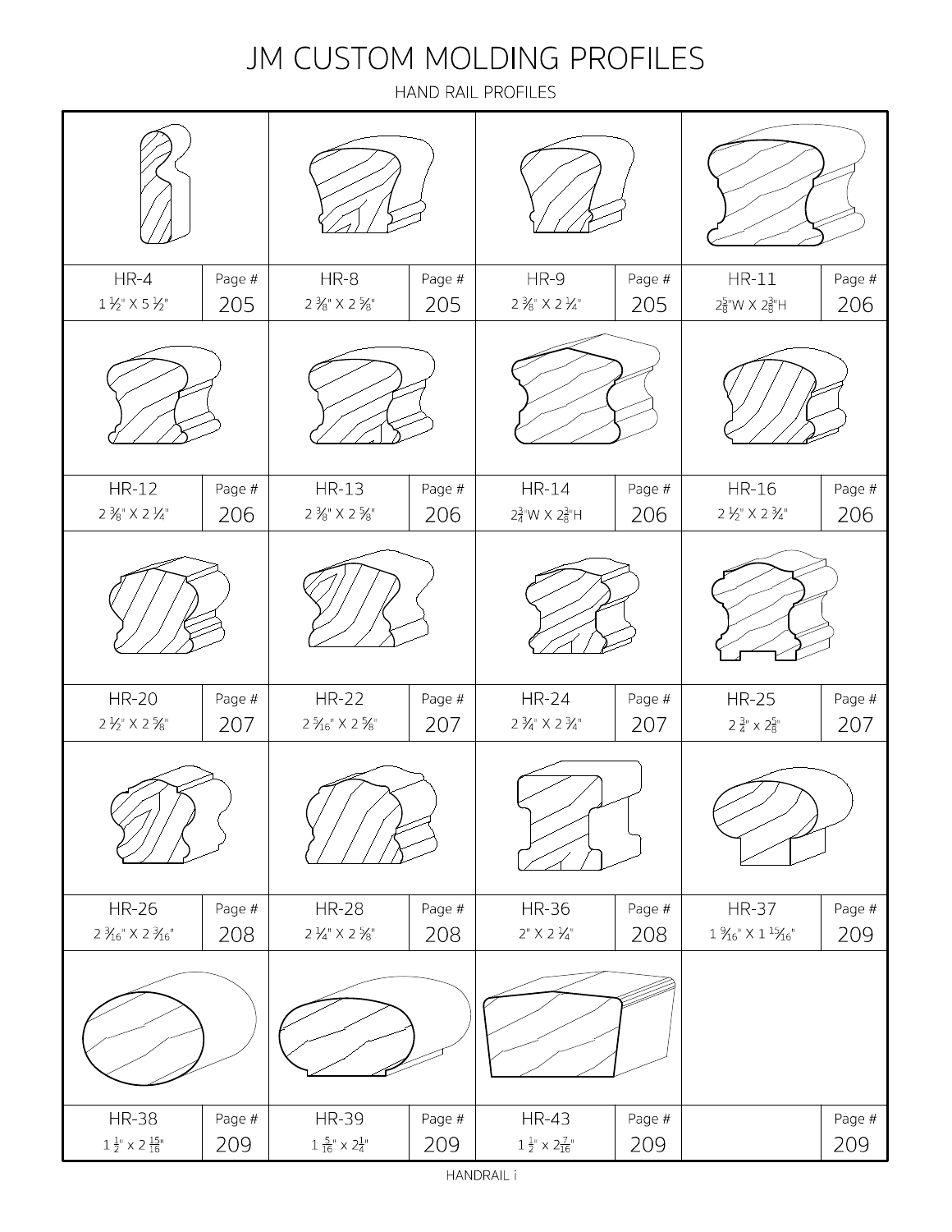# JM CUSTOM MOLDING PROFILES

## HAND RAIL PROFILES

| Profile | Size | Page # |
|---|---|---|
| HR-4 | 1 ½" X 5 ½" | 205 |
| HR-8 | 2 ⅜" X 2 ⅝" | 205 |
| HR-9 | 2 ⅜" X 2 ¼" | 205 |
| HR-11 | 2⅝"W X 2⅜"H | 206 |
| HR-12 | 2 ⅜" X 2 ¼" | 206 |
| HR-13 | 2 ⅜" X 2 ⅝" | 206 |
| HR-14 | 2¾"W X 2⅜"H | 206 |
| HR-16 | 2 ½" X 2 ¾" | 206 |
| HR-20 | 2 ½" X 2 ⅝" | 207 |
| HR-22 | 2 5⁄16" X 2 ⅝" | 207 |
| HR-24 | 2 ¾" X 2 ¾" | 207 |
| HR-25 | 2 ¾" x 2⅝" | 207 |
| HR-26 | 2 3⁄16" X 2 3⁄16" | 208 |
| HR-28 | 2 ¼" X 2 ⅝" | 208 |
| HR-36 | 2" X 2 ¼" | 208 |
| HR-37 | 1 9⁄16" X 1 15⁄16" | 209 |
| HR-38 | 1 ½" x 2 15⁄16" | 209 |
| HR-39 | 1 5⁄16" x 2¼" | 209 |
| HR-43 | 1 ½" x 2 7⁄16" | 209 |
| | | 209 |

HANDRAIL i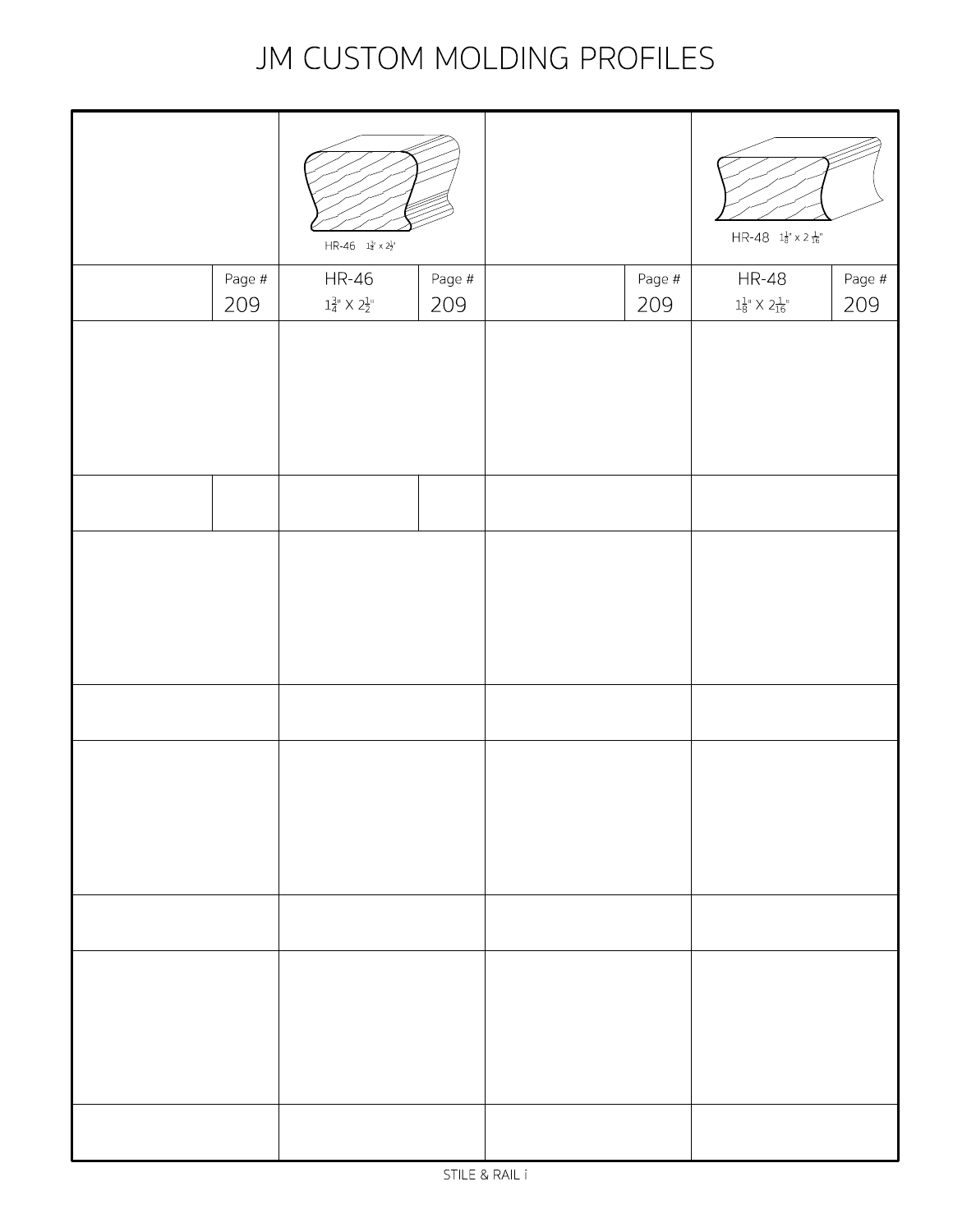# JM CUSTOM MOLDING PROFILES

| | | | | | | | |
|---|---|---|---|---|---|---|---|
| | | HR-46 $1\frac{3}{4}$" x $2\frac{1}{2}$" | | | | HR-48 $1\frac{1}{8}$" x $2\frac{1}{16}$" | |
| | Page # 209 | HR-46 $1\frac{3}{4}$" X $2\frac{1}{2}$" | Page # 209 | | Page # 209 | HR-48 $1\frac{1}{8}$" X $2\frac{1}{16}$" | Page # 209 |
| | | | | | | | |
| | | | | | | | |
| | | | | | | | |
| | | | | | | | |
| | | | | | | | |
| | | | | | | | |
| | | | | | | | |

STILE & RAIL i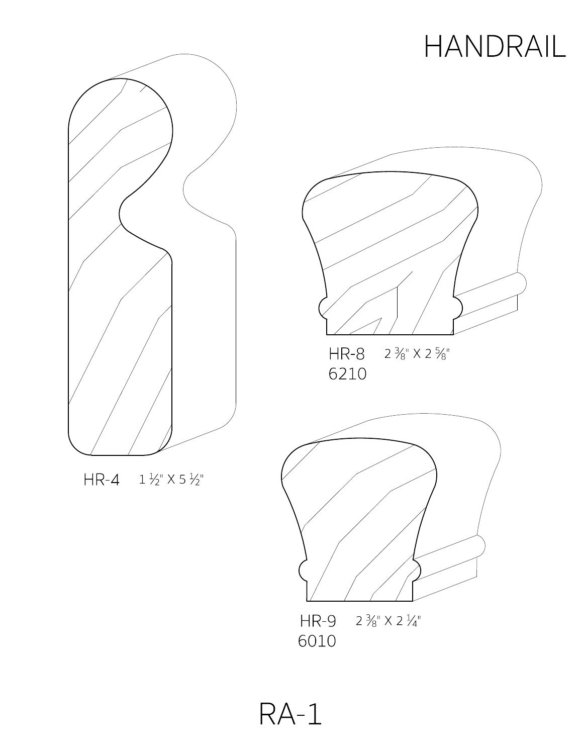# HANDRAIL

HR-4 1 ½" X 5 ½"

HR-8 2 ⅜" X 2 ⅝"
6210

HR-9 2 ⅜" X 2 ¼"
6010

RA-1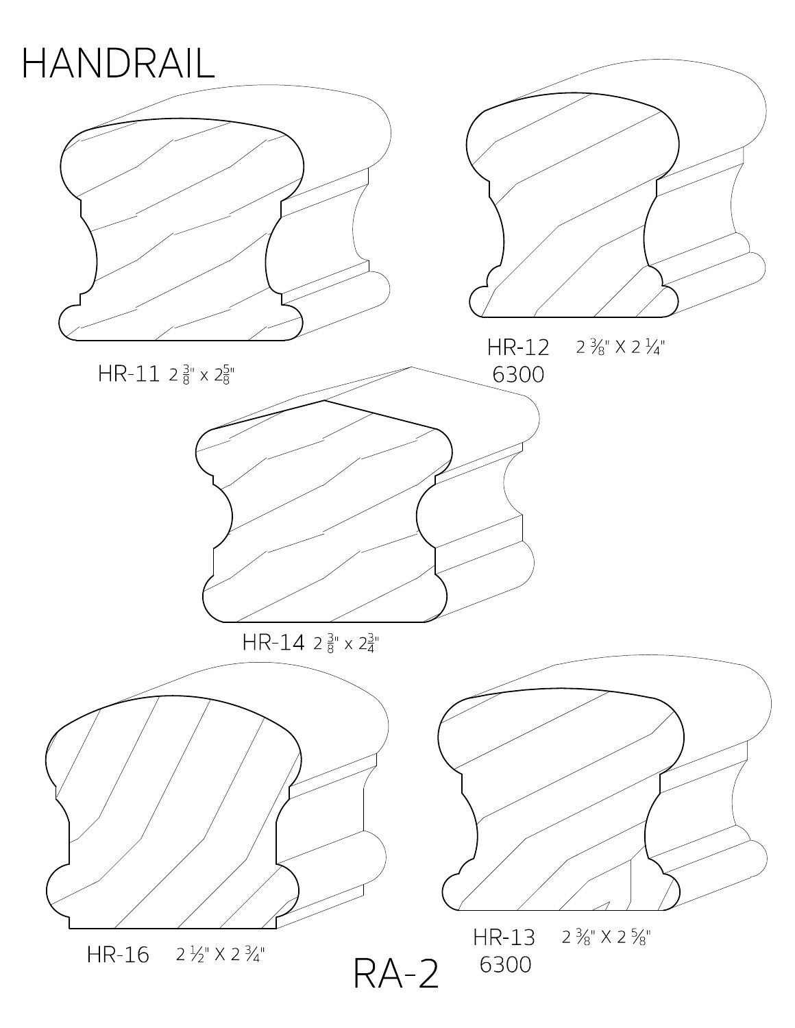# HANDRAIL

HR-11 2 3/8" x 2 5/8"

HR-12 2 3/8" X 2 1/4"
6300

HR-14 2 3/8" x 2 3/4"

HR-16 2 1/2" X 2 3/4"

HR-13 2 3/8" X 2 5/8"
6300

RA-2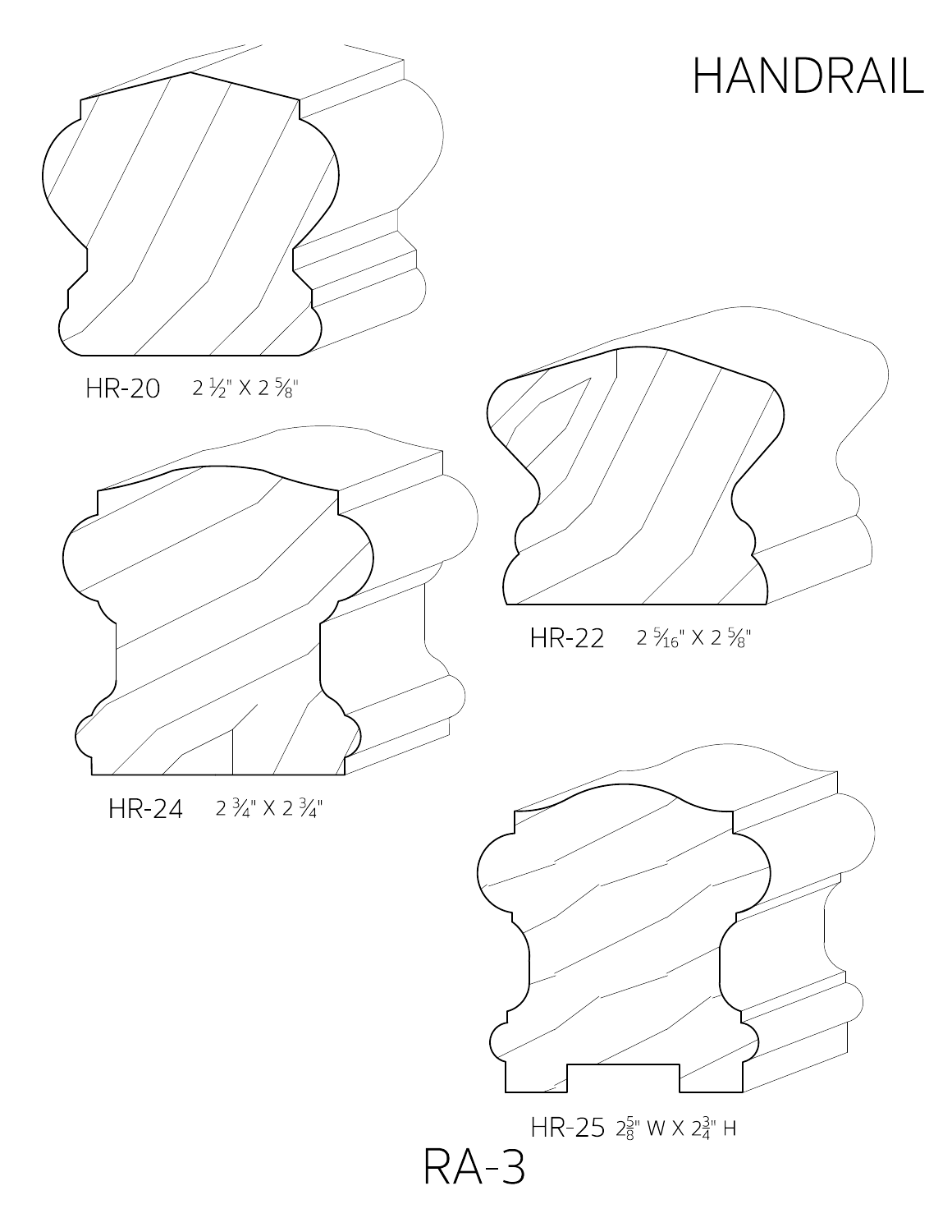# HANDRAIL

HR-20 2 ½" X 2 ⅝"

HR-22 2 ⁵⁄₁₆" X 2 ⅝"

HR-24 2 ¾" X 2 ¾"

HR-25 2⅝" W X 2¾" H

RA-3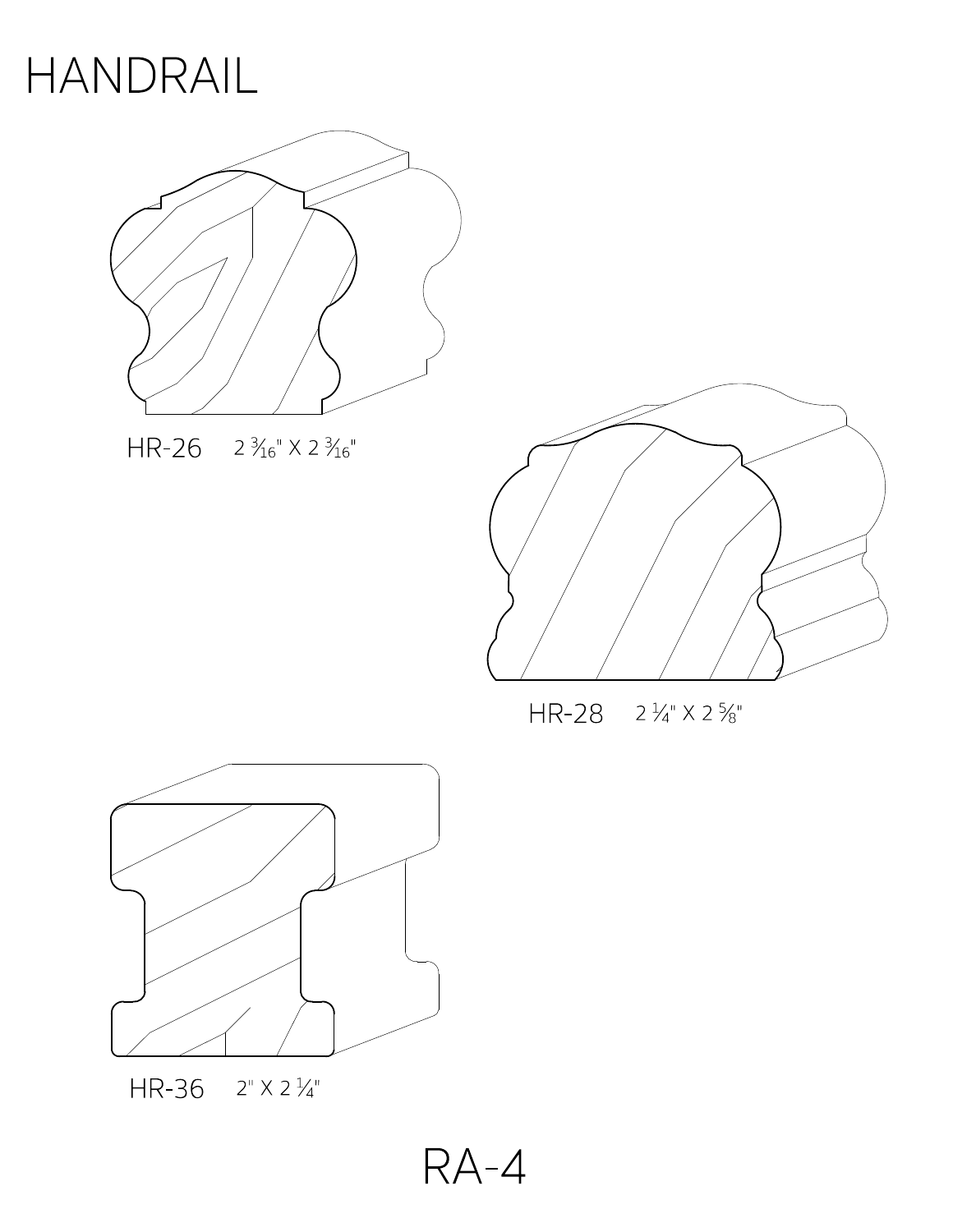# HANDRAIL

HR-26 2 3⁄16" X 2 3⁄16"

HR-28 2 1⁄4" X 2 5⁄8"

HR-36 2" X 2 1⁄4"

RA-4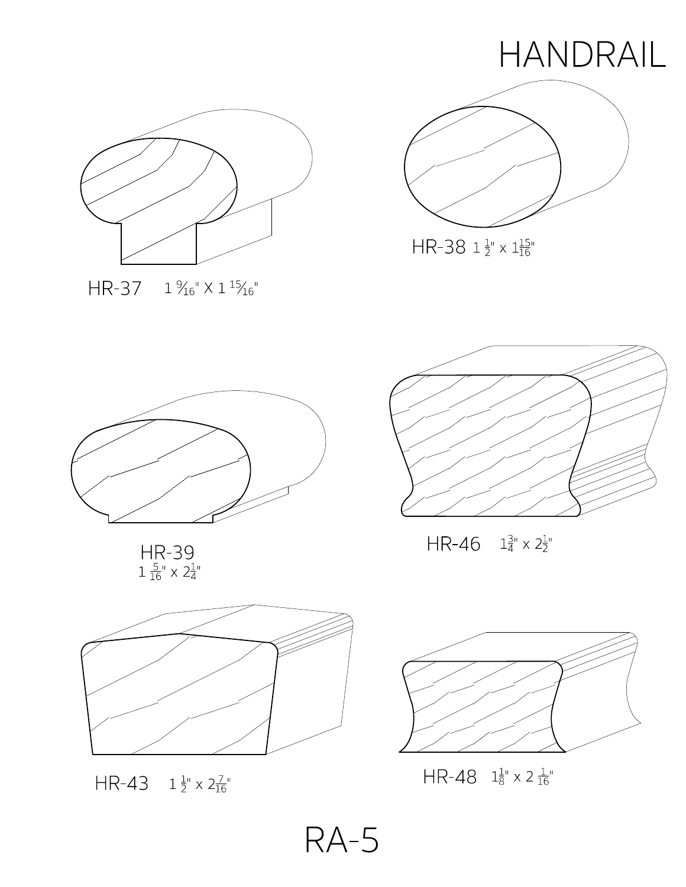# HANDRAIL

HR-37 1 9⁄16" X 1 15⁄16"

HR-38 1 ½" x 1 15⁄16"

HR-39
1 5⁄16" x 2 ¼"

HR-46 1 ¾" x 2 ½"

HR-43 1 ½" x 2 7⁄16"

HR-48 1 ⅛" x 2 1⁄16"

RA-5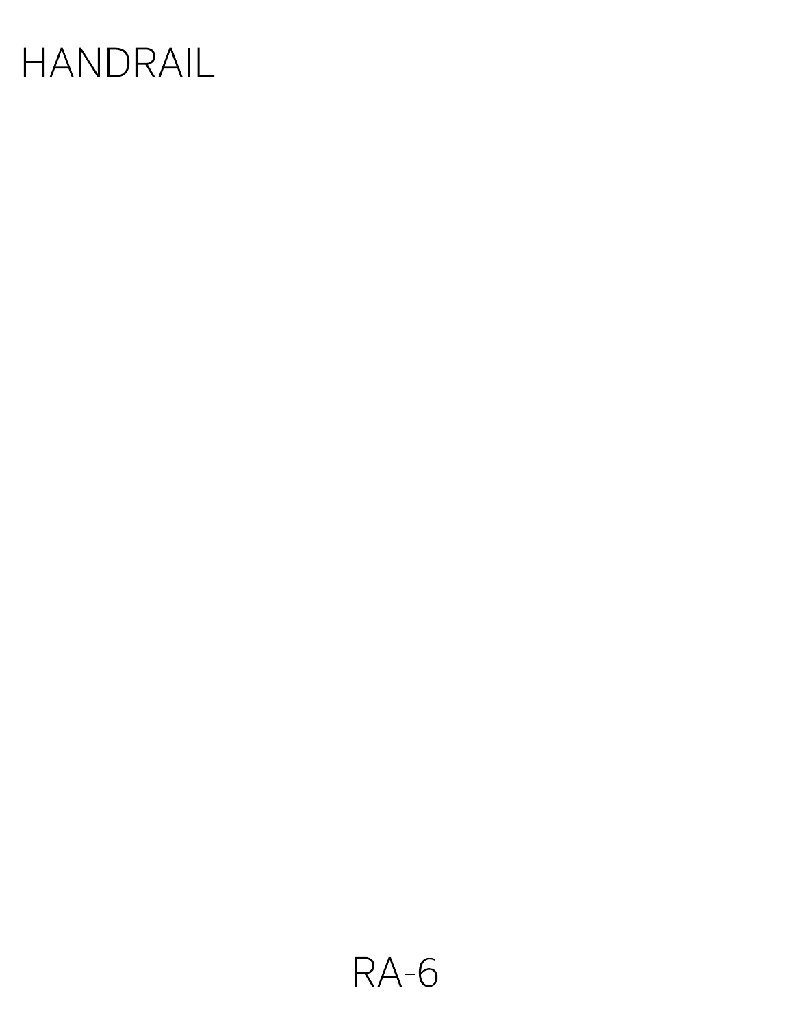# HANDRAIL

RA-6